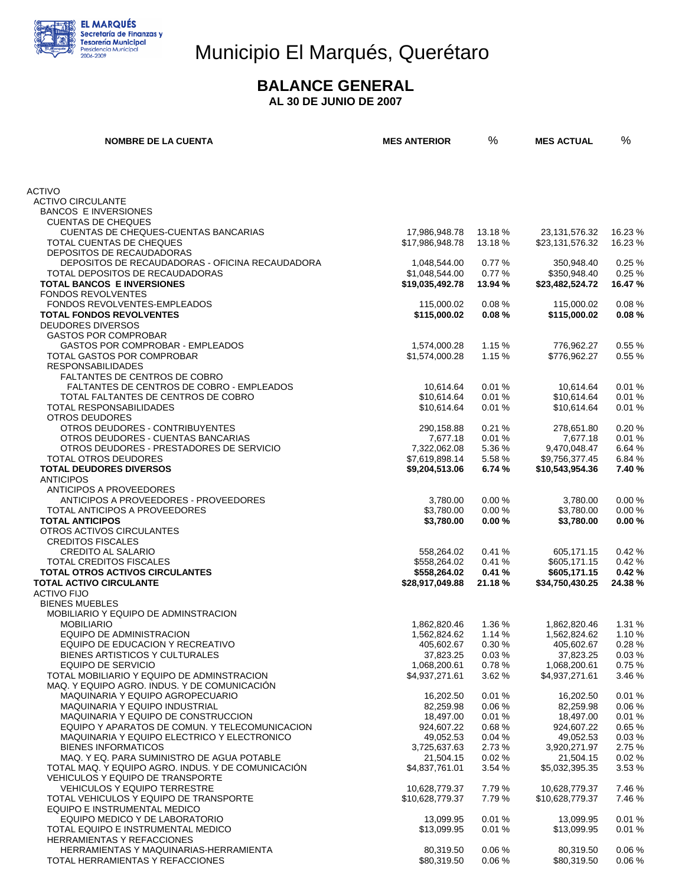# Municipio El Marqués, Querétaro

EL MARQUÉS
Secretaría de Finanzas y Tesorería Municipal
Presidencia Municipal 2006-2009

## BALANCE GENERAL

**AL 30 DE JUNIO DE 2007**

| NOMBRE DE LA CUENTA | MES ANTERIOR | % | MES ACTUAL | % |
|---|---|---|---|---|
| ACTIVO | | | | |
| ACTIVO CIRCULANTE | | | | |
| BANCOS E INVERSIONES | | | | |
| CUENTAS DE CHEQUES | | | | |
| CUENTAS DE CHEQUES-CUENTAS BANCARIAS | 17,986,948.78 | 13.18 % | 23,131,576.32 | 16.23 % |
| TOTAL CUENTAS DE CHEQUES | $17,986,948.78 | 13.18 % | $23,131,576.32 | 16.23 % |
| DEPOSITOS DE RECAUDADORAS | | | | |
| DEPOSITOS DE RECAUDADORAS - OFICINA RECAUDADORA | 1,048,544.00 | 0.77 % | 350,948.40 | 0.25 % |
| TOTAL DEPOSITOS DE RECAUDADORAS | $1,048,544.00 | 0.77 % | $350,948.40 | 0.25 % |
| **TOTAL BANCOS E INVERSIONES** | **$19,035,492.78** | **13.94 %** | **$23,482,524.72** | **16.47 %** |
| FONDOS REVOLVENTES | | | | |
| FONDOS REVOLVENTES-EMPLEADOS | 115,000.02 | 0.08 % | 115,000.02 | 0.08 % |
| **TOTAL FONDOS REVOLVENTES** | **$115,000.02** | **0.08 %** | **$115,000.02** | **0.08 %** |
| DEUDORES DIVERSOS | | | | |
| GASTOS POR COMPROBAR | | | | |
| GASTOS POR COMPROBAR - EMPLEADOS | 1,574,000.28 | 1.15 % | 776,962.27 | 0.55 % |
| TOTAL GASTOS POR COMPROBAR | $1,574,000.28 | 1.15 % | $776,962.27 | 0.55 % |
| RESPONSABILIDADES | | | | |
| FALTANTES DE CENTROS DE COBRO | | | | |
| FALTANTES DE CENTROS DE COBRO - EMPLEADOS | 10,614.64 | 0.01 % | 10,614.64 | 0.01 % |
| TOTAL FALTANTES DE CENTROS DE COBRO | $10,614.64 | 0.01 % | $10,614.64 | 0.01 % |
| TOTAL RESPONSABILIDADES | $10,614.64 | 0.01 % | $10,614.64 | 0.01 % |
| OTROS DEUDORES | | | | |
| OTROS DEUDORES - CONTRIBUYENTES | 290,158.88 | 0.21 % | 278,651.80 | 0.20 % |
| OTROS DEUDORES - CUENTAS BANCARIAS | 7,677.18 | 0.01 % | 7,677.18 | 0.01 % |
| OTROS DEUDORES - PRESTADORES DE SERVICIO | 7,322,062.08 | 5.36 % | 9,470,048.47 | 6.64 % |
| TOTAL OTROS DEUDORES | $7,619,898.14 | 5.58 % | $9,756,377.45 | 6.84 % |
| **TOTAL DEUDORES DIVERSOS** | **$9,204,513.06** | **6.74 %** | **$10,543,954.36** | **7.40 %** |
| ANTICIPOS | | | | |
| ANTICIPOS A PROVEEDORES | | | | |
| ANTICIPOS A PROVEEDORES - PROVEEDORES | 3,780.00 | 0.00 % | 3,780.00 | 0.00 % |
| TOTAL ANTICIPOS A PROVEEDORES | $3,780.00 | 0.00 % | $3,780.00 | 0.00 % |
| **TOTAL ANTICIPOS** | **$3,780.00** | **0.00 %** | **$3,780.00** | **0.00 %** |
| OTROS ACTIVOS CIRCULANTES | | | | |
| CREDITOS FISCALES | | | | |
| CREDITO AL SALARIO | 558,264.02 | 0.41 % | 605,171.15 | 0.42 % |
| TOTAL CREDITOS FISCALES | $558,264.02 | 0.41 % | $605,171.15 | 0.42 % |
| **TOTAL OTROS ACTIVOS CIRCULANTES** | **$558,264.02** | **0.41 %** | **$605,171.15** | **0.42 %** |
| **TOTAL ACTIVO CIRCULANTE** | **$28,917,049.88** | **21.18 %** | **$34,750,430.25** | **24.38 %** |
| ACTIVO FIJO | | | | |
| BIENES MUEBLES | | | | |
| MOBILIARIO Y EQUIPO DE ADMINSTRACION | | | | |
| MOBILIARIO | 1,862,820.46 | 1.36 % | 1,862,820.46 | 1.31 % |
| EQUIPO DE ADMINISTRACION | 1,562,824.62 | 1.14 % | 1,562,824.62 | 1.10 % |
| EQUIPO DE EDUCACION Y RECREATIVO | 405,602.67 | 0.30 % | 405,602.67 | 0.28 % |
| BIENES ARTISTICOS Y CULTURALES | 37,823.25 | 0.03 % | 37,823.25 | 0.03 % |
| EQUIPO DE SERVICIO | 1,068,200.61 | 0.78 % | 1,068,200.61 | 0.75 % |
| TOTAL MOBILIARIO Y EQUIPO DE ADMINSTRACION | $4,937,271.61 | 3.62 % | $4,937,271.61 | 3.46 % |
| MAQ. Y EQUIPO AGRO. INDUS. Y DE COMUNICACIÓN | | | | |
| MAQUINARIA Y EQUIPO AGROPECUARIO | 16,202.50 | 0.01 % | 16,202.50 | 0.01 % |
| MAQUINARIA Y EQUIPO INDUSTRIAL | 82,259.98 | 0.06 % | 82,259.98 | 0.06 % |
| MAQUINARIA Y EQUIPO DE CONSTRUCCION | 18,497.00 | 0.01 % | 18,497.00 | 0.01 % |
| EQUIPO Y APARATOS DE COMUN. Y TELECOMUNICACION | 924,607.22 | 0.68 % | 924,607.22 | 0.65 % |
| MAQUINARIA Y EQUIPO ELECTRICO Y ELECTRONICO | 49,052.53 | 0.04 % | 49,052.53 | 0.03 % |
| BIENES INFORMATICOS | 3,725,637.63 | 2.73 % | 3,920,271.97 | 2.75 % |
| MAQ. Y EQ. PARA SUMINISTRO DE AGUA POTABLE | 21,504.15 | 0.02 % | 21,504.15 | 0.02 % |
| TOTAL MAQ. Y EQUIPO AGRO. INDUS. Y DE COMUNICACIÓN | $4,837,761.01 | 3.54 % | $5,032,395.35 | 3.53 % |
| VEHICULOS Y EQUIPO DE TRANSPORTE | | | | |
| VEHICULOS Y EQUIPO TERRESTRE | 10,628,779.37 | 7.79 % | 10,628,779.37 | 7.46 % |
| TOTAL VEHICULOS Y EQUIPO DE TRANSPORTE | $10,628,779.37 | 7.79 % | $10,628,779.37 | 7.46 % |
| EQUIPO E INSTRUMENTAL MEDICO | | | | |
| EQUIPO MEDICO Y DE LABORATORIO | 13,099.95 | 0.01 % | 13,099.95 | 0.01 % |
| TOTAL EQUIPO E INSTRUMENTAL MEDICO | $13,099.95 | 0.01 % | $13,099.95 | 0.01 % |
| HERRAMIENTAS Y REFACCIONES | | | | |
| HERRAMIENTAS Y MAQUINARIAS-HERRAMIENTA | 80,319.50 | 0.06 % | 80,319.50 | 0.06 % |
| TOTAL HERRAMIENTAS Y REFACCIONES | $80,319.50 | 0.06 % | $80,319.50 | 0.06 % |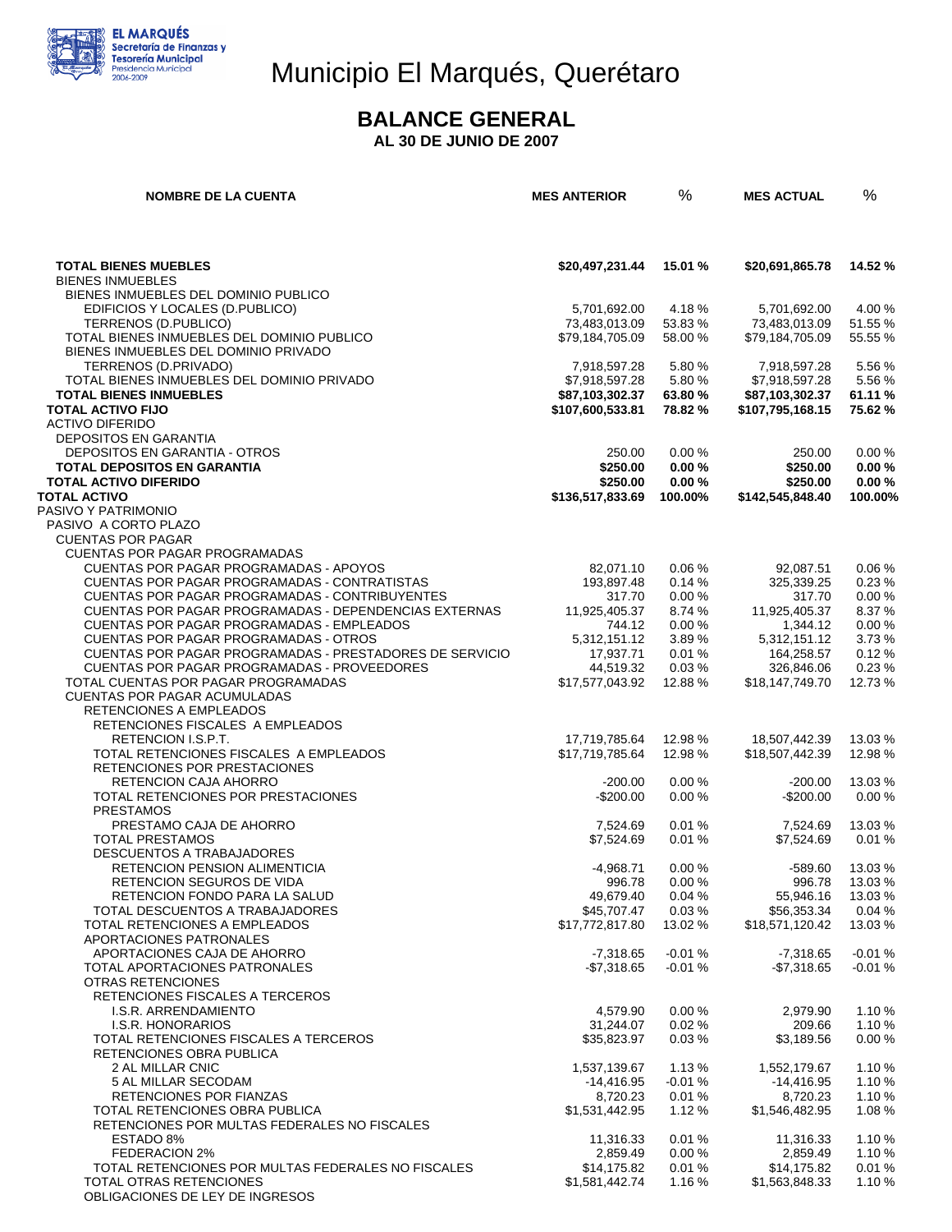# Municipio El Marqués, Querétaro

## BALANCE GENERAL

### AL 30 DE JUNIO DE 2007

| NOMBRE DE LA CUENTA | MES ANTERIOR | % | MES ACTUAL | % |
|---|---|---|---|---|
| **TOTAL BIENES MUEBLES** | **$20,497,231.44** | **15.01 %** | **$20,691,865.78** | **14.52 %** |
| BIENES INMUEBLES | | | | |
| BIENES INMUEBLES DEL DOMINIO PUBLICO | | | | |
| EDIFICIOS Y LOCALES (D.PUBLICO) | 5,701,692.00 | 4.18 % | 5,701,692.00 | 4.00 % |
| TERRENOS (D.PUBLICO) | 73,483,013.09 | 53.83 % | 73,483,013.09 | 51.55 % |
| TOTAL BIENES INMUEBLES DEL DOMINIO PUBLICO | $79,184,705.09 | 58.00 % | $79,184,705.09 | 55.55 % |
| BIENES INMUEBLES DEL DOMINIO PRIVADO | | | | |
| TERRENOS (D.PRIVADO) | 7,918,597.28 | 5.80 % | 7,918,597.28 | 5.56 % |
| TOTAL BIENES INMUEBLES DEL DOMINIO PRIVADO | $7,918,597.28 | 5.80 % | $7,918,597.28 | 5.56 % |
| **TOTAL BIENES INMUEBLES** | **$87,103,302.37** | **63.80 %** | **$87,103,302.37** | **61.11 %** |
| **TOTAL ACTIVO FIJO** | **$107,600,533.81** | **78.82 %** | **$107,795,168.15** | **75.62 %** |
| ACTIVO DIFERIDO | | | | |
| DEPOSITOS EN GARANTIA | | | | |
| DEPOSITOS EN GARANTIA - OTROS | 250.00 | 0.00 % | 250.00 | 0.00 % |
| **TOTAL DEPOSITOS EN GARANTIA** | **$250.00** | **0.00 %** | **$250.00** | **0.00 %** |
| **TOTAL ACTIVO DIFERIDO** | **$250.00** | **0.00 %** | **$250.00** | **0.00 %** |
| **TOTAL ACTIVO** | **$136,517,833.69** | **100.00%** | **$142,545,848.40** | **100.00%** |
| PASIVO Y PATRIMONIO | | | | |
| PASIVO A CORTO PLAZO | | | | |
| CUENTAS POR PAGAR | | | | |
| CUENTAS POR PAGAR PROGRAMADAS | | | | |
| CUENTAS POR PAGAR PROGRAMADAS - APOYOS | 82,071.10 | 0.06 % | 92,087.51 | 0.06 % |
| CUENTAS POR PAGAR PROGRAMADAS - CONTRATISTAS | 193,897.48 | 0.14 % | 325,339.25 | 0.23 % |
| CUENTAS POR PAGAR PROGRAMADAS - CONTRIBUYENTES | 317.70 | 0.00 % | 317.70 | 0.00 % |
| CUENTAS POR PAGAR PROGRAMADAS - DEPENDENCIAS EXTERNAS | 11,925,405.37 | 8.74 % | 11,925,405.37 | 8.37 % |
| CUENTAS POR PAGAR PROGRAMADAS - EMPLEADOS | 744.12 | 0.00 % | 1,344.12 | 0.00 % |
| CUENTAS POR PAGAR PROGRAMADAS - OTROS | 5,312,151.12 | 3.89 % | 5,312,151.12 | 3.73 % |
| CUENTAS POR PAGAR PROGRAMADAS - PRESTADORES DE SERVICIO | 17,937.71 | 0.01 % | 164,258.57 | 0.12 % |
| CUENTAS POR PAGAR PROGRAMADAS - PROVEEDORES | 44,519.32 | 0.03 % | 326,846.06 | 0.23 % |
| TOTAL CUENTAS POR PAGAR PROGRAMADAS | $17,577,043.92 | 12.88 % | $18,147,749.70 | 12.73 % |
| CUENTAS POR PAGAR ACUMULADAS | | | | |
| RETENCIONES A EMPLEADOS | | | | |
| RETENCIONES FISCALES A EMPLEADOS | | | | |
| RETENCION I.S.P.T. | 17,719,785.64 | 12.98 % | 18,507,442.39 | 13.03 % |
| TOTAL RETENCIONES FISCALES A EMPLEADOS | $17,719,785.64 | 12.98 % | $18,507,442.39 | 12.98 % |
| RETENCIONES POR PRESTACIONES | | | | |
| RETENCION CAJA AHORRO | -200.00 | 0.00 % | -200.00 | 13.03 % |
| TOTAL RETENCIONES POR PRESTACIONES | -$200.00 | 0.00 % | -$200.00 | 0.00 % |
| PRESTAMOS | | | | |
| PRESTAMO CAJA DE AHORRO | 7,524.69 | 0.01 % | 7,524.69 | 13.03 % |
| TOTAL PRESTAMOS | $7,524.69 | 0.01 % | $7,524.69 | 0.01 % |
| DESCUENTOS A TRABAJADORES | | | | |
| RETENCION PENSION ALIMENTICIA | -4,968.71 | 0.00 % | -589.60 | 13.03 % |
| RETENCION SEGUROS DE VIDA | 996.78 | 0.00 % | 996.78 | 13.03 % |
| RETENCION FONDO PARA LA SALUD | 49,679.40 | 0.04 % | 55,946.16 | 13.03 % |
| TOTAL DESCUENTOS A TRABAJADORES | $45,707.47 | 0.03 % | $56,353.34 | 0.04 % |
| TOTAL RETENCIONES A EMPLEADOS | $17,772,817.80 | 13.02 % | $18,571,120.42 | 13.03 % |
| APORTACIONES PATRONALES | | | | |
| APORTACIONES CAJA DE AHORRO | -7,318.65 | -0.01 % | -7,318.65 | -0.01 % |
| TOTAL APORTACIONES PATRONALES | -$7,318.65 | -0.01 % | -$7,318.65 | -0.01 % |
| OTRAS RETENCIONES | | | | |
| RETENCIONES FISCALES A TERCEROS | | | | |
| I.S.R. ARRENDAMIENTO | 4,579.90 | 0.00 % | 2,979.90 | 1.10 % |
| I.S.R. HONORARIOS | 31,244.07 | 0.02 % | 209.66 | 1.10 % |
| TOTAL RETENCIONES FISCALES A TERCEROS | $35,823.97 | 0.03 % | $3,189.56 | 0.00 % |
| RETENCIONES OBRA PUBLICA | | | | |
| 2 AL MILLAR CNIC | 1,537,139.67 | 1.13 % | 1,552,179.67 | 1.10 % |
| 5 AL MILLAR SECODAM | -14,416.95 | -0.01 % | -14,416.95 | 1.10 % |
| RETENCIONES POR FIANZAS | 8,720.23 | 0.01 % | 8,720.23 | 1.10 % |
| TOTAL RETENCIONES OBRA PUBLICA | $1,531,442.95 | 1.12 % | $1,546,482.95 | 1.08 % |
| RETENCIONES POR MULTAS FEDERALES NO FISCALES | | | | |
| ESTADO 8% | 11,316.33 | 0.01 % | 11,316.33 | 1.10 % |
| FEDERACION 2% | 2,859.49 | 0.00 % | 2,859.49 | 1.10 % |
| TOTAL RETENCIONES POR MULTAS FEDERALES NO FISCALES | $14,175.82 | 0.01 % | $14,175.82 | 0.01 % |
| TOTAL OTRAS RETENCIONES | $1,581,442.74 | 1.16 % | $1,563,848.33 | 1.10 % |
| OBLIGACIONES DE LEY DE INGRESOS | | | | |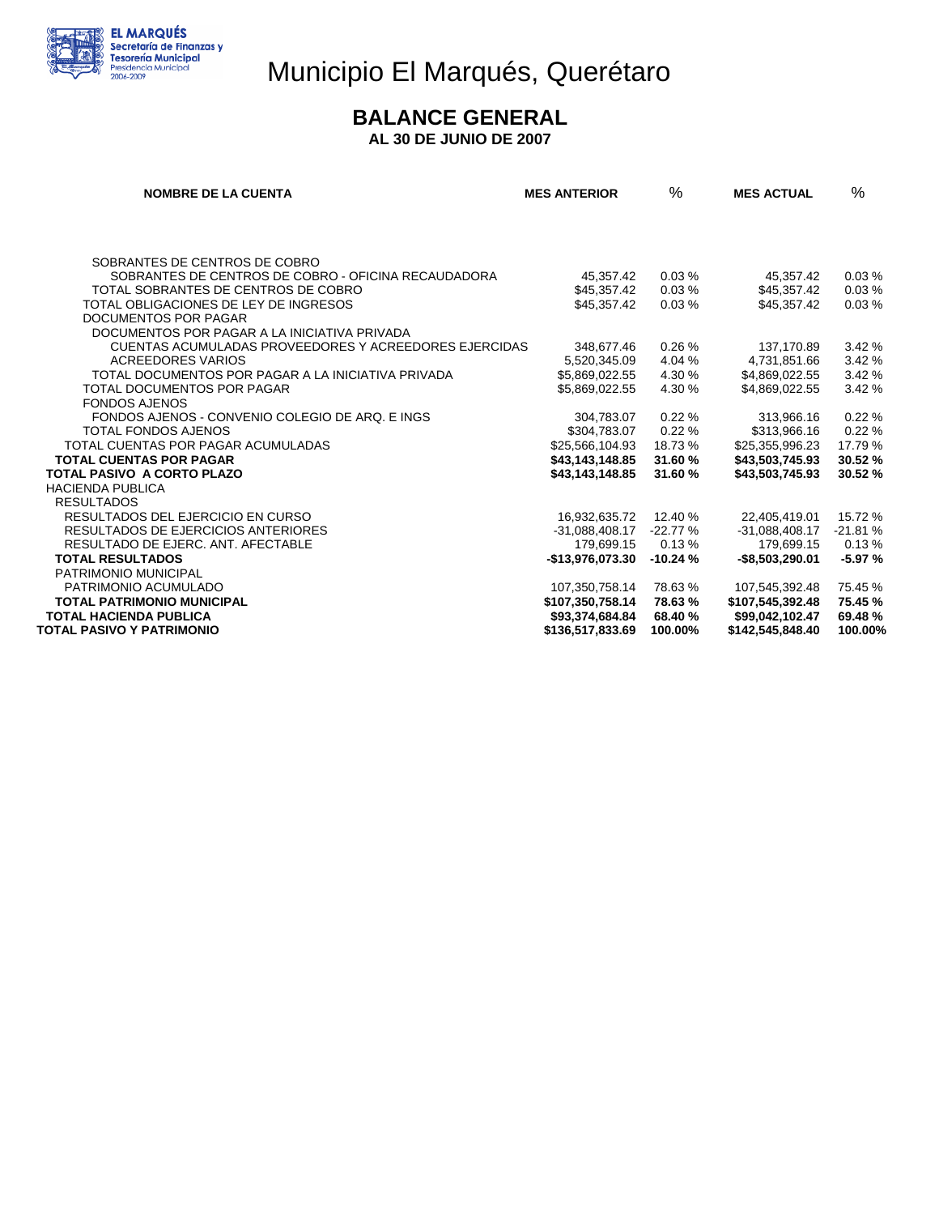# Municipio El Marqués, Querétaro

## BALANCE GENERAL

### AL 30 DE JUNIO DE 2007

| NOMBRE DE LA CUENTA | MES ANTERIOR | % | MES ACTUAL | % |
|---|---|---|---|---|
| SOBRANTES DE CENTROS DE COBRO | | | | |
| SOBRANTES DE CENTROS DE COBRO - OFICINA RECAUDADORA | 45,357.42 | 0.03 % | 45,357.42 | 0.03 % |
| TOTAL SOBRANTES DE CENTROS DE COBRO | $45,357.42 | 0.03 % | $45,357.42 | 0.03 % |
| TOTAL OBLIGACIONES DE LEY DE INGRESOS | $45,357.42 | 0.03 % | $45,357.42 | 0.03 % |
| DOCUMENTOS POR PAGAR | | | | |
| DOCUMENTOS POR PAGAR A LA INICIATIVA PRIVADA | | | | |
| CUENTAS ACUMULADAS PROVEEDORES Y ACREEDORES EJERCIDAS | 348,677.46 | 0.26 % | 137,170.89 | 3.42 % |
| ACREEDORES VARIOS | 5,520,345.09 | 4.04 % | 4,731,851.66 | 3.42 % |
| TOTAL DOCUMENTOS POR PAGAR A LA INICIATIVA PRIVADA | $5,869,022.55 | 4.30 % | $4,869,022.55 | 3.42 % |
| TOTAL DOCUMENTOS POR PAGAR | $5,869,022.55 | 4.30 % | $4,869,022.55 | 3.42 % |
| FONDOS AJENOS | | | | |
| FONDOS AJENOS - CONVENIO COLEGIO DE ARQ. E INGS | 304,783.07 | 0.22 % | 313,966.16 | 0.22 % |
| TOTAL FONDOS AJENOS | $304,783.07 | 0.22 % | $313,966.16 | 0.22 % |
| TOTAL CUENTAS POR PAGAR ACUMULADAS | $25,566,104.93 | 18.73 % | $25,355,996.23 | 17.79 % |
| **TOTAL CUENTAS POR PAGAR** | **$43,143,148.85** | **31.60 %** | **$43,503,745.93** | **30.52 %** |
| **TOTAL PASIVO A CORTO PLAZO** | **$43,143,148.85** | **31.60 %** | **$43,503,745.93** | **30.52 %** |
| HACIENDA PUBLICA | | | | |
| RESULTADOS | | | | |
| RESULTADOS DEL EJERCICIO EN CURSO | 16,932,635.72 | 12.40 % | 22,405,419.01 | 15.72 % |
| RESULTADOS DE EJERCICIOS ANTERIORES | -31,088,408.17 | -22.77 % | -31,088,408.17 | -21.81 % |
| RESULTADO DE EJERC. ANT. AFECTABLE | 179,699.15 | 0.13 % | 179,699.15 | 0.13 % |
| **TOTAL RESULTADOS** | **-$13,976,073.30** | **-10.24 %** | **-$8,503,290.01** | **-5.97 %** |
| PATRIMONIO MUNICIPAL | | | | |
| PATRIMONIO ACUMULADO | 107,350,758.14 | 78.63 % | 107,545,392.48 | 75.45 % |
| **TOTAL PATRIMONIO MUNICIPAL** | **$107,350,758.14** | **78.63 %** | **$107,545,392.48** | **75.45 %** |
| **TOTAL HACIENDA PUBLICA** | **$93,374,684.84** | **68.40 %** | **$99,042,102.47** | **69.48 %** |
| **TOTAL PASIVO Y PATRIMONIO** | **$136,517,833.69** | **100.00%** | **$142,545,848.40** | **100.00%** |